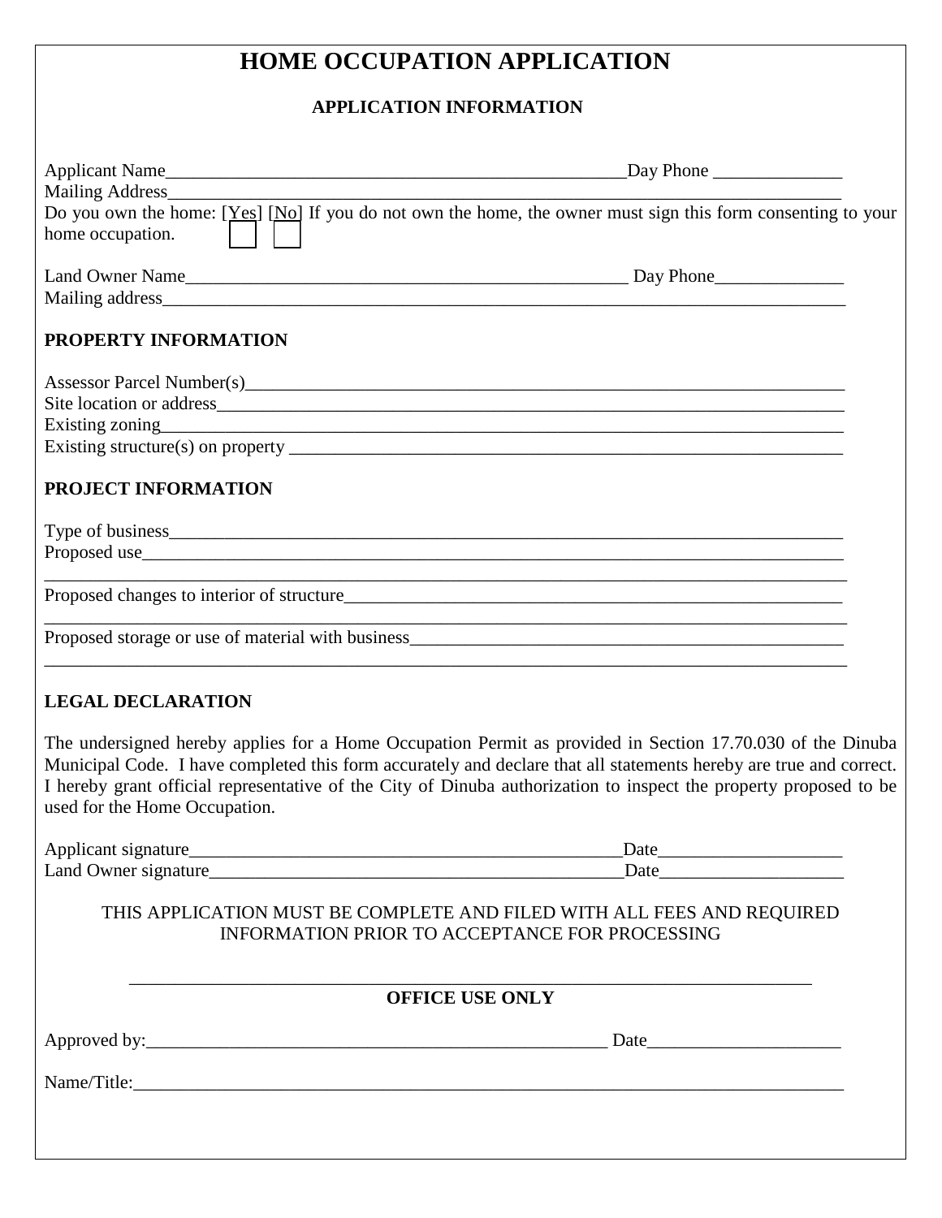# HOME OCCUPATION APPLICATION

## APPLICATION INFORMATION

Applicant Name____________________________________________________Day Phone ______________
Mailing Address_______________________________________________________________________________
Do you own the home: [Yes] [No] If you do not own the home, the owner must sign this form consenting to your home occupation. ☐ ☐

Land Owner Name__________________________________________________ Day Phone______________
Mailing address_______________________________________________________________________________

### PROPERTY INFORMATION

Assessor Parcel Number(s)______________________________________________________________________
Site location or address_______________________________________________________________________
Existing zoning______________________________________________________________________________
Existing structure(s) on property ________________________________________________________________

### PROJECT INFORMATION

Type of business______________________________________________________________________________
Proposed use_________________________________________________________________________________
_____________________________________________________________________________________________
Proposed changes to interior of structure__________________________________________________________
_____________________________________________________________________________________________
Proposed storage or use of material with business__________________________________________________
_____________________________________________________________________________________________

### LEGAL DECLARATION

The undersigned hereby applies for a Home Occupation Permit as provided in Section 17.70.030 of the Dinuba Municipal Code. I have completed this form accurately and declare that all statements hereby are true and correct. I hereby grant official representative of the City of Dinuba authorization to inspect the property proposed to be used for the Home Occupation.

Applicant signature_________________________________________________Date____________________
Land Owner signature_______________________________________________Date____________________

THIS APPLICATION MUST BE COMPLETE AND FILED WITH ALL FEES AND REQUIRED INFORMATION PRIOR TO ACCEPTANCE FOR PROCESSING

_____________________________________________________________________________

**OFFICE USE ONLY**

Approved by:_____________________________________________________ Date_____________________

Name/Title:__________________________________________________________________________________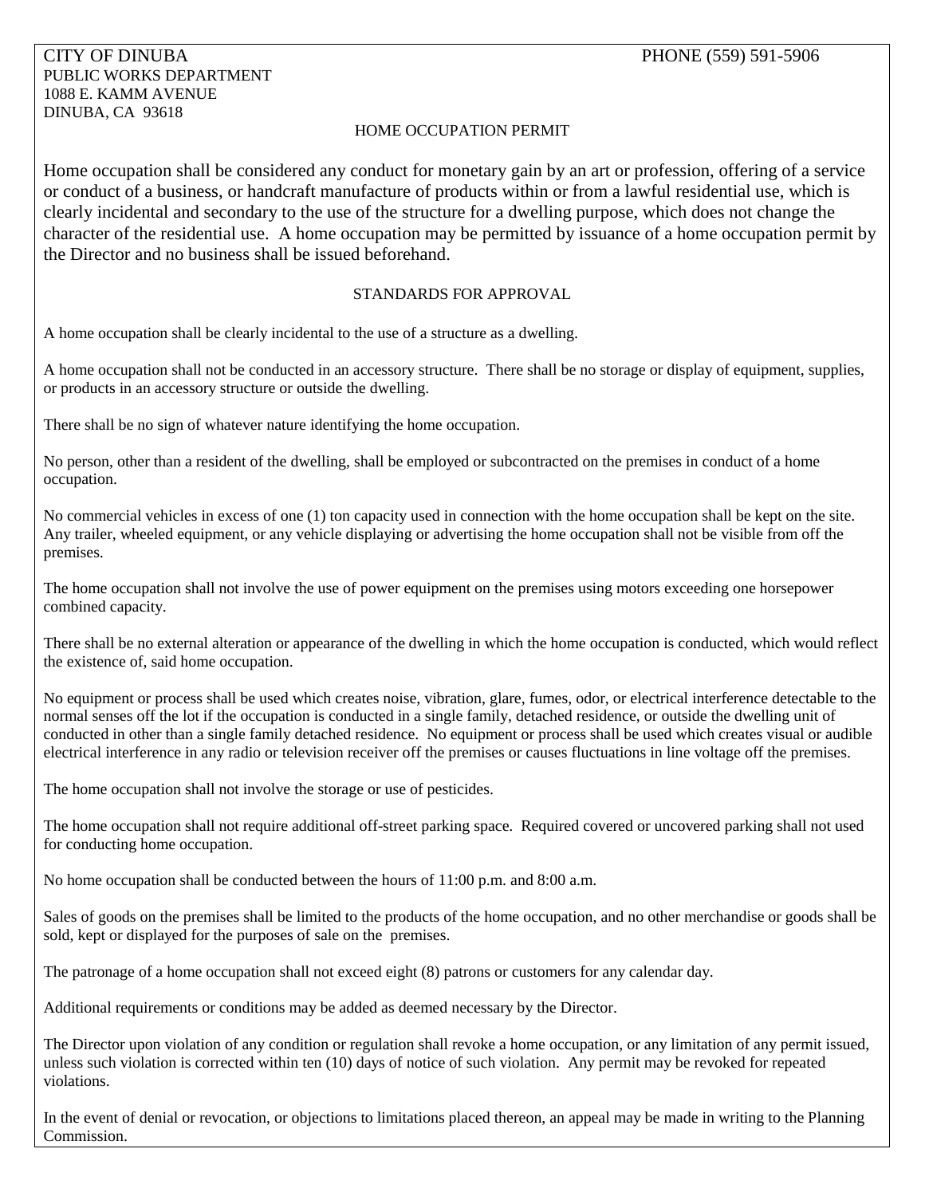CITY OF DINUBA
PUBLIC WORKS DEPARTMENT
1088 E. KAMM AVENUE
DINUBA, CA 93618

PHONE (559) 591-5906

## HOME OCCUPATION PERMIT

Home occupation shall be considered any conduct for monetary gain by an art or profession, offering of a service or conduct of a business, or handcraft manufacture of products within or from a lawful residential use, which is clearly incidental and secondary to the use of the structure for a dwelling purpose, which does not change the character of the residential use. A home occupation may be permitted by issuance of a home occupation permit by the Director and no business shall be issued beforehand.

### STANDARDS FOR APPROVAL

A home occupation shall be clearly incidental to the use of a structure as a dwelling.

A home occupation shall not be conducted in an accessory structure. There shall be no storage or display of equipment, supplies, or products in an accessory structure or outside the dwelling.

There shall be no sign of whatever nature identifying the home occupation.

No person, other than a resident of the dwelling, shall be employed or subcontracted on the premises in conduct of a home occupation.

No commercial vehicles in excess of one (1) ton capacity used in connection with the home occupation shall be kept on the site. Any trailer, wheeled equipment, or any vehicle displaying or advertising the home occupation shall not be visible from off the premises.

The home occupation shall not involve the use of power equipment on the premises using motors exceeding one horsepower combined capacity.

There shall be no external alteration or appearance of the dwelling in which the home occupation is conducted, which would reflect the existence of, said home occupation.

No equipment or process shall be used which creates noise, vibration, glare, fumes, odor, or electrical interference detectable to the normal senses off the lot if the occupation is conducted in a single family, detached residence, or outside the dwelling unit of conducted in other than a single family detached residence. No equipment or process shall be used which creates visual or audible electrical interference in any radio or television receiver off the premises or causes fluctuations in line voltage off the premises.

The home occupation shall not involve the storage or use of pesticides.

The home occupation shall not require additional off-street parking space. Required covered or uncovered parking shall not used for conducting home occupation.

No home occupation shall be conducted between the hours of 11:00 p.m. and 8:00 a.m.

Sales of goods on the premises shall be limited to the products of the home occupation, and no other merchandise or goods shall be sold, kept or displayed for the purposes of sale on the premises.

The patronage of a home occupation shall not exceed eight (8) patrons or customers for any calendar day.

Additional requirements or conditions may be added as deemed necessary by the Director.

The Director upon violation of any condition or regulation shall revoke a home occupation, or any limitation of any permit issued, unless such violation is corrected within ten (10) days of notice of such violation. Any permit may be revoked for repeated violations.

In the event of denial or revocation, or objections to limitations placed thereon, an appeal may be made in writing to the Planning Commission.